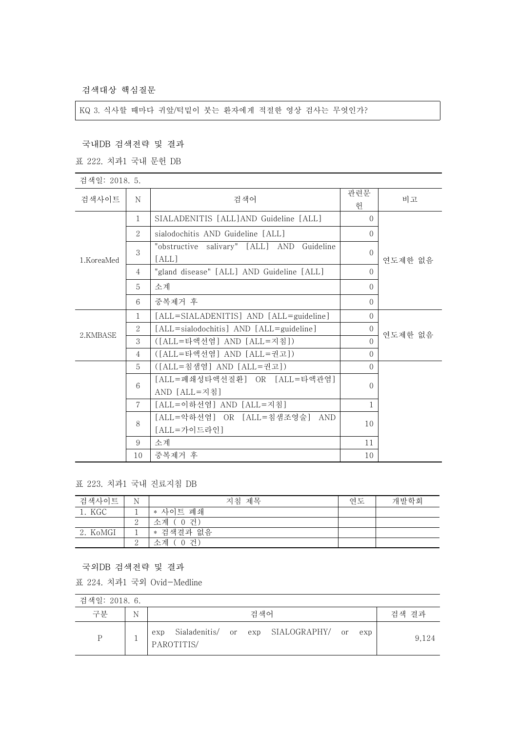검색대상 핵심질문

KQ 3. 식사할 때마다 귀앞/턱밑이 붓는 환자에게 적절한 영상 검사는 무엇인가?

국내DB 검색전략 및 결과

표 222. 치과1 국내 문헌 DB

검색일: 2018. 5.

| 검색사이트 | N | 검색어 | 관련문헌 | 비고 |
|---|---|---|---|---|
| 1.KoreaMed | 1 | SIALADENITIS [ALL]AND Guideline [ALL] | 0 | 연도제한 없음 |
| | 2 | sialodochitis AND Guideline [ALL] | 0 | |
| | 3 | "obstructive salivary" [ALL] AND Guideline [ALL] | 0 | |
| | 4 | "gland disease" [ALL] AND Guideline [ALL] | 0 | |
| | 5 | 소계 | 0 | |
| | 6 | 중복제거 후 | 0 | |
| 2.KMBASE | 1 | [ALL=SIALADENITIS] AND [ALL=guideline] | 0 | 연도제한 없음 |
| | 2 | [ALL=sialodochitis] AND [ALL=guideline] | 0 | |
| | 3 | ([ALL=타액선염] AND [ALL=지침]) | 0 | |
| | 4 | ([ALL=타액선염] AND [ALL=권고]) | 0 | |
| | 5 | ([ALL=침샘염] AND [ALL=권고]) | 0 | |
| | 6 | [ALL=폐쇄성타액선질환] OR [ALL=타액관염] AND [ALL=지침] | 0 | |
| | 7 | [ALL=이하선염] AND [ALL=지침] | 1 | |
| | 8 | [ALL=악하선염] OR [ALL=침샘조영술] AND [ALL=가이드라인] | 10 | |
| | 9 | 소계 | 11 | |
| | 10 | 중복제거 후 | 10 | |

표 223. 치과1 국내 진료지침 DB

| 검색사이트 | N | 지침 제목 | 연도 | 개발학회 |
|---|---|---|---|---|
| 1. KGC | 1 | * 사이트 폐쇄 | | |
| | 2 | 소계 ( 0 건) | | |
| 2. KoMGI | 1 | * 검색결과 없음 | | |
| | 2 | 소계 ( 0 건) | | |

국외DB 검색전략 및 결과

표 224. 치과1 국외 Ovid-Medline

검색일: 2018. 6.

| 구분 | N | 검색어 | 검색 결과 |
|---|---|---|---|
| P | 1 | exp Sialadenitis/ or exp SIALOGRAPHY/ or exp PAROTITIS/ | 9,124 |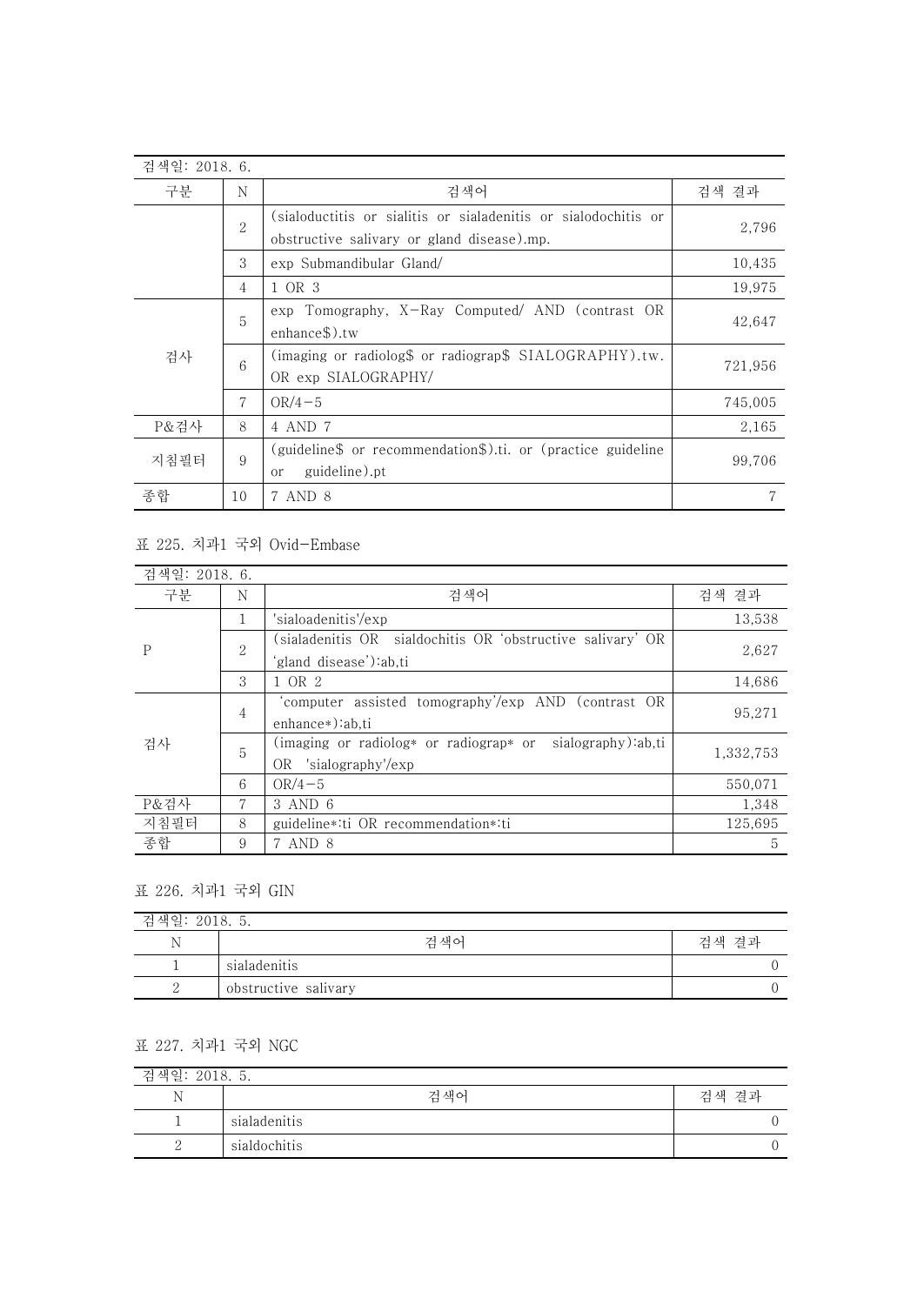| 검색일: 2018. 6. | | | |
|---|---|---|---|
| 구분 | N | 검색어 | 검색 결과 |
| | 2 | (sialoductitis or sialitis or sialadenitis or sialodochitis or obstructive salivary or gland disease).mp. | 2,796 |
| | 3 | exp Submandibular Gland/ | 10,435 |
| | 4 | 1 OR 3 | 19,975 |
| 검사 | 5 | exp Tomography, X-Ray Computed/ AND (contrast OR enhance$).tw | 42,647 |
| | 6 | (imaging or radiolog$ or radiograp$ SIALOGRAPHY).tw. OR exp SIALOGRAPHY/ | 721,956 |
| | 7 | OR/4-5 | 745,005 |
| P&검사 | 8 | 4 AND 7 | 2,165 |
| 지침필터 | 9 | (guideline$ or recommendation$).ti. or (practice guideline or guideline).pt | 99,706 |
| 종합 | 10 | 7 AND 8 | 7 |

표 225. 치과1 국외 Ovid-Embase

| 검색일: 2018. 6. | | | |
|---|---|---|---|
| 구분 | N | 검색어 | 검색 결과 |
| P | 1 | 'sialoadenitis'/exp | 13,538 |
| | 2 | (sialadenitis OR sialdochitis OR 'obstructive salivary' OR 'gland disease'):ab,ti | 2,627 |
| | 3 | 1 OR 2 | 14,686 |
| 검사 | 4 | 'computer assisted tomography'/exp AND (contrast OR enhance*):ab,ti | 95,271 |
| | 5 | (imaging or radiolog* or radiograp* or sialography):ab,ti OR 'sialography'/exp | 1,332,753 |
| | 6 | OR/4-5 | 550,071 |
| P&검사 | 7 | 3 AND 6 | 1,348 |
| 지침필터 | 8 | guideline*:ti OR recommendation*:ti | 125,695 |
| 종합 | 9 | 7 AND 8 | 5 |

표 226. 치과1 국외 GIN

| 검색일: 2018. 5. | | |
|---|---|---|
| N | 검색어 | 검색 결과 |
| 1 | sialadenitis | 0 |
| 2 | obstructive salivary | 0 |

표 227. 치과1 국외 NGC

| 검색일: 2018. 5. | | |
|---|---|---|
| N | 검색어 | 검색 결과 |
| 1 | sialadenitis | 0 |
| 2 | sialdochitis | 0 |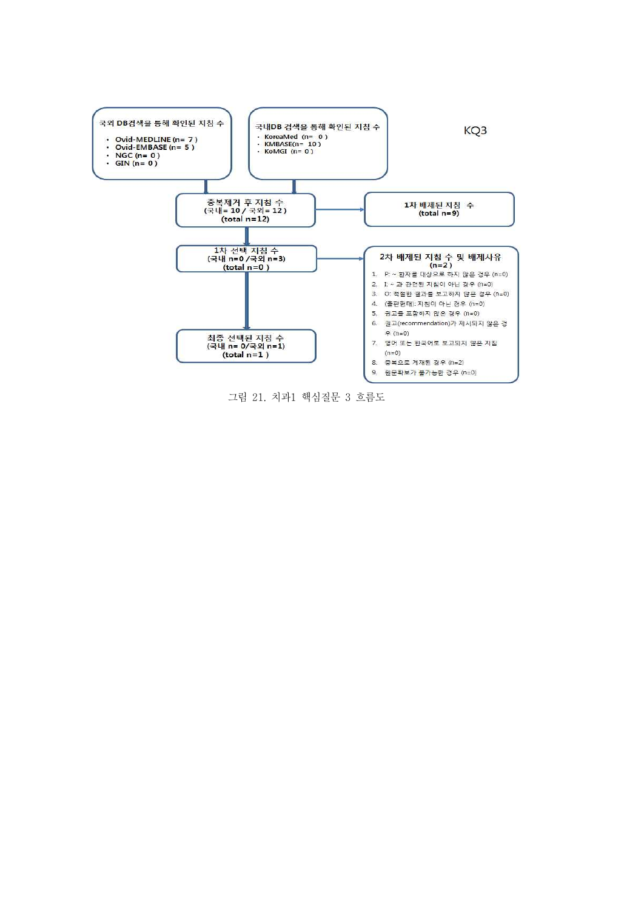국외 DB검색을 통해 확인된 지침 수

- Ovid-MEDLINE (n= 7 )
- Ovid-EMBASE (n= 5 )
- NGC (n= 0 )
- GIN (n= 0 )

국내DB 검색을 통해 확인된 지침 수

- KoreaMed (n= 0 )
- KMBASE(n= 10 )
- KoMGI (n= 0 )

KQ3

중복제거 후 지침 수
(국내= 10 / 국외= 12 )
(total n=12)

1차 배제된 지침 수
(total n=9)

1차 선택 지침 수
(국내 n=0 /국외 n=3)
(total n=0 )

2차 배제된 지침 수 및 배제사유
(n=2 )

1. P: ~ 환자를 대상으로 하지 않은 경우 (n=0)
2. I: ~ 과 관련된 지침이 아닌 경우 (n=0)
3. O: 적절한 결과를 보고하지 않은 경우 (n=0)
4. (출판형태): 지침이 아닌 경우 (n=0)
5. 권고를 포함하지 않은 경우 (n=0)
6. 권고(recommendation)가 제시되지 않은 경우 (n=0)
7. 영어 또는 한국어로 보고되지 않은 지침 (n=0)
8. 중복으로 게재된 경우 (n=2)
9. 원문확보가 불가능한 경우 (n=0)

최종 선택된 지침 수
(국내 n= 0/국외 n=1)
(total n=1 )

그림 21. 치과1 핵심질문 3 흐름도